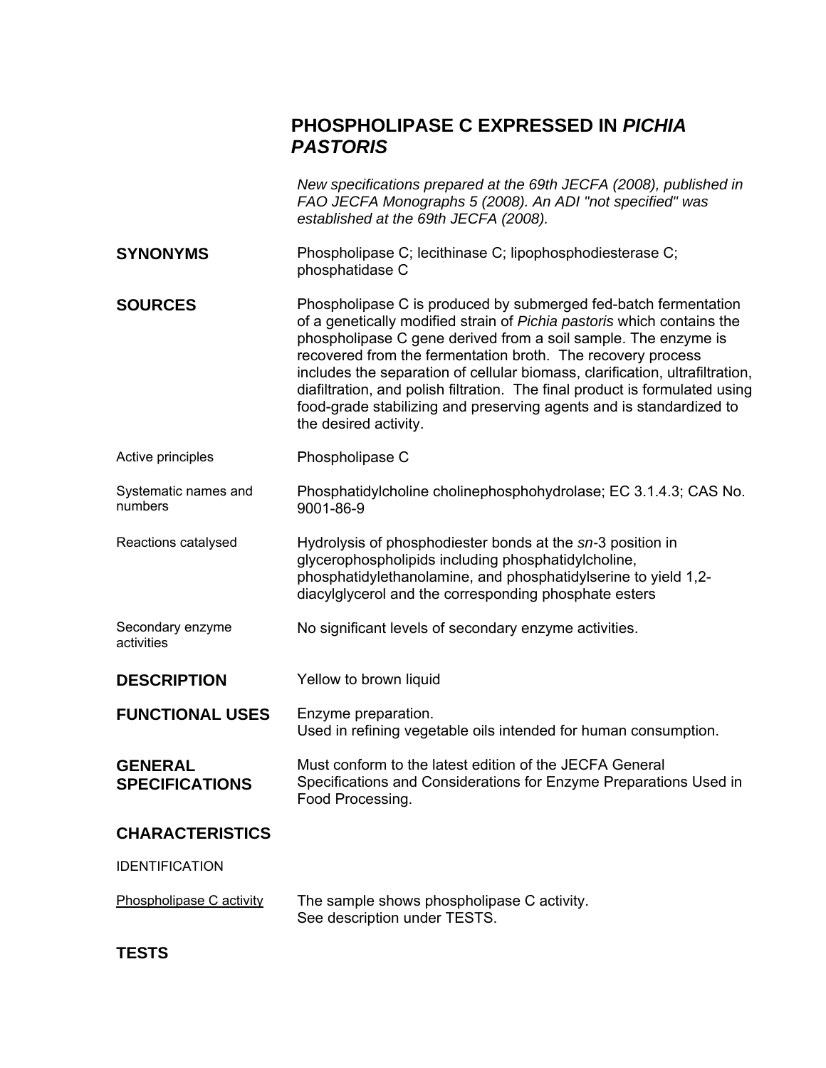# PHOSPHOLIPASE C EXPRESSED IN *PICHIA PASTORIS*

*New specifications prepared at the 69th JECFA (2008), published in FAO JECFA Monographs 5 (2008). An ADI "not specified" was established at the 69th JECFA (2008).*

**SYNONYMS**

Phospholipase C; lecithinase C; lipophosphodiesterase C; phosphatidase C

**SOURCES**

Phospholipase C is produced by submerged fed-batch fermentation of a genetically modified strain of *Pichia pastoris* which contains the phospholipase C gene derived from a soil sample. The enzyme is recovered from the fermentation broth. The recovery process includes the separation of cellular biomass, clarification, ultrafiltration, diafiltration, and polish filtration. The final product is formulated using food-grade stabilizing and preserving agents and is standardized to the desired activity.

Active principles

Phospholipase C

Systematic names and numbers

Phosphatidylcholine cholinephosphohydrolase; EC 3.1.4.3; CAS No. 9001-86-9

Reactions catalysed

Hydrolysis of phosphodiester bonds at the *sn*-3 position in glycerophospholipids including phosphatidylcholine, phosphatidylethanolamine, and phosphatidylserine to yield 1,2-diacylglycerol and the corresponding phosphate esters

Secondary enzyme activities

No significant levels of secondary enzyme activities.

**DESCRIPTION**

Yellow to brown liquid

**FUNCTIONAL USES**

Enzyme preparation.
Used in refining vegetable oils intended for human consumption.

**GENERAL SPECIFICATIONS**

Must conform to the latest edition of the JECFA General Specifications and Considerations for Enzyme Preparations Used in Food Processing.

## CHARACTERISTICS

IDENTIFICATION

Phospholipase C activity

The sample shows phospholipase C activity.
See description under TESTS.

## TESTS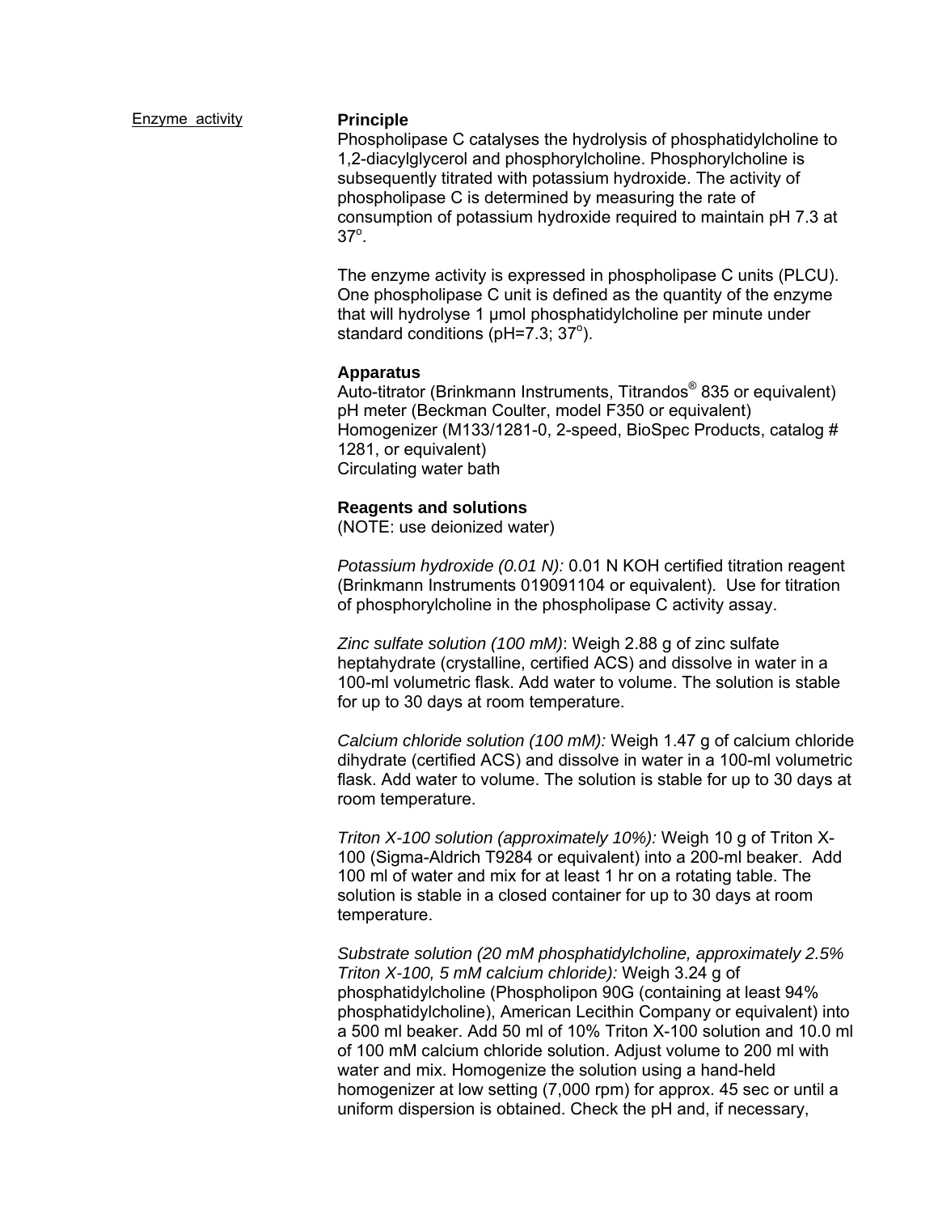Enzyme activity

**Principle**

Phospholipase C catalyses the hydrolysis of phosphatidylcholine to 1,2-diacylglycerol and phosphorylcholine. Phosphorylcholine is subsequently titrated with potassium hydroxide. The activity of phospholipase C is determined by measuring the rate of consumption of potassium hydroxide required to maintain pH 7.3 at 37°.

The enzyme activity is expressed in phospholipase C units (PLCU). One phospholipase C unit is defined as the quantity of the enzyme that will hydrolyse 1 µmol phosphatidylcholine per minute under standard conditions (pH=7.3; 37°).

**Apparatus**

Auto-titrator (Brinkmann Instruments, Titrandos® 835 or equivalent)
pH meter (Beckman Coulter, model F350 or equivalent)
Homogenizer (M133/1281-0, 2-speed, BioSpec Products, catalog # 1281, or equivalent)
Circulating water bath

**Reagents and solutions**

(NOTE: use deionized water)

*Potassium hydroxide (0.01 N):* 0.01 N KOH certified titration reagent (Brinkmann Instruments 019091104 or equivalent). Use for titration of phosphorylcholine in the phospholipase C activity assay.

*Zinc sulfate solution (100 mM)*: Weigh 2.88 g of zinc sulfate heptahydrate (crystalline, certified ACS) and dissolve in water in a 100-ml volumetric flask. Add water to volume. The solution is stable for up to 30 days at room temperature.

*Calcium chloride solution (100 mM):* Weigh 1.47 g of calcium chloride dihydrate (certified ACS) and dissolve in water in a 100-ml volumetric flask. Add water to volume. The solution is stable for up to 30 days at room temperature.

*Triton X-100 solution (approximately 10%):* Weigh 10 g of Triton X-100 (Sigma-Aldrich T9284 or equivalent) into a 200-ml beaker. Add 100 ml of water and mix for at least 1 hr on a rotating table. The solution is stable in a closed container for up to 30 days at room temperature.

*Substrate solution (20 mM phosphatidylcholine, approximately 2.5% Triton X-100, 5 mM calcium chloride):* Weigh 3.24 g of phosphatidylcholine (Phospholipon 90G (containing at least 94% phosphatidylcholine), American Lecithin Company or equivalent) into a 500 ml beaker. Add 50 ml of 10% Triton X-100 solution and 10.0 ml of 100 mM calcium chloride solution. Adjust volume to 200 ml with water and mix. Homogenize the solution using a hand-held homogenizer at low setting (7,000 rpm) for approx. 45 sec or until a uniform dispersion is obtained. Check the pH and, if necessary,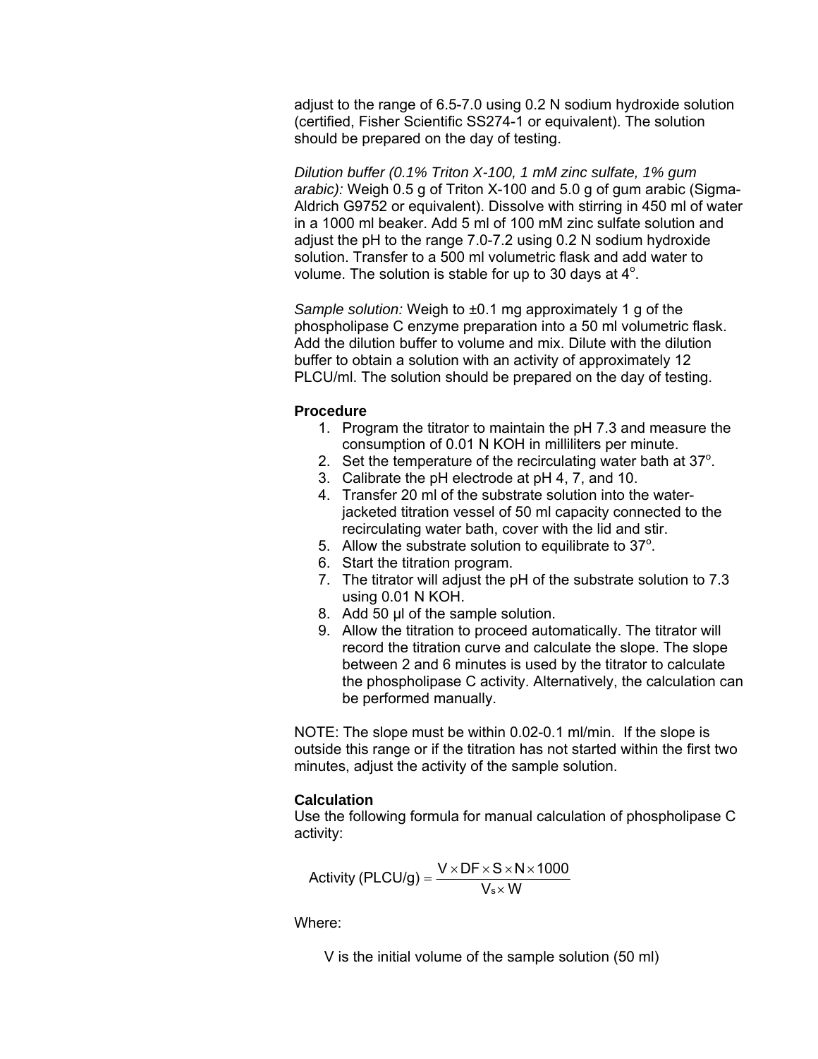adjust to the range of 6.5-7.0 using 0.2 N sodium hydroxide solution (certified, Fisher Scientific SS274-1 or equivalent). The solution should be prepared on the day of testing.

*Dilution buffer (0.1% Triton X-100, 1 mM zinc sulfate, 1% gum arabic):* Weigh 0.5 g of Triton X-100 and 5.0 g of gum arabic (Sigma-Aldrich G9752 or equivalent). Dissolve with stirring in 450 ml of water in a 1000 ml beaker. Add 5 ml of 100 mM zinc sulfate solution and adjust the pH to the range 7.0-7.2 using 0.2 N sodium hydroxide solution. Transfer to a 500 ml volumetric flask and add water to volume. The solution is stable for up to 30 days at 4°.

*Sample solution:* Weigh to ±0.1 mg approximately 1 g of the phospholipase C enzyme preparation into a 50 ml volumetric flask. Add the dilution buffer to volume and mix. Dilute with the dilution buffer to obtain a solution with an activity of approximately 12 PLCU/ml. The solution should be prepared on the day of testing.

**Procedure**

1. Program the titrator to maintain the pH 7.3 and measure the consumption of 0.01 N KOH in milliliters per minute.
2. Set the temperature of the recirculating water bath at 37°.
3. Calibrate the pH electrode at pH 4, 7, and 10.
4. Transfer 20 ml of the substrate solution into the water-jacketed titration vessel of 50 ml capacity connected to the recirculating water bath, cover with the lid and stir.
5. Allow the substrate solution to equilibrate to 37°.
6. Start the titration program.
7. The titrator will adjust the pH of the substrate solution to 7.3 using 0.01 N KOH.
8. Add 50 µl of the sample solution.
9. Allow the titration to proceed automatically. The titrator will record the titration curve and calculate the slope. The slope between 2 and 6 minutes is used by the titrator to calculate the phospholipase C activity. Alternatively, the calculation can be performed manually.

NOTE: The slope must be within 0.02-0.1 ml/min. If the slope is outside this range or if the titration has not started within the first two minutes, adjust the activity of the sample solution.

**Calculation**

Use the following formula for manual calculation of phospholipase C activity:

$$\text{Activity (PLCU/g)} = \frac{V \times DF \times S \times N \times 1000}{V_s \times W}$$

Where:

V is the initial volume of the sample solution (50 ml)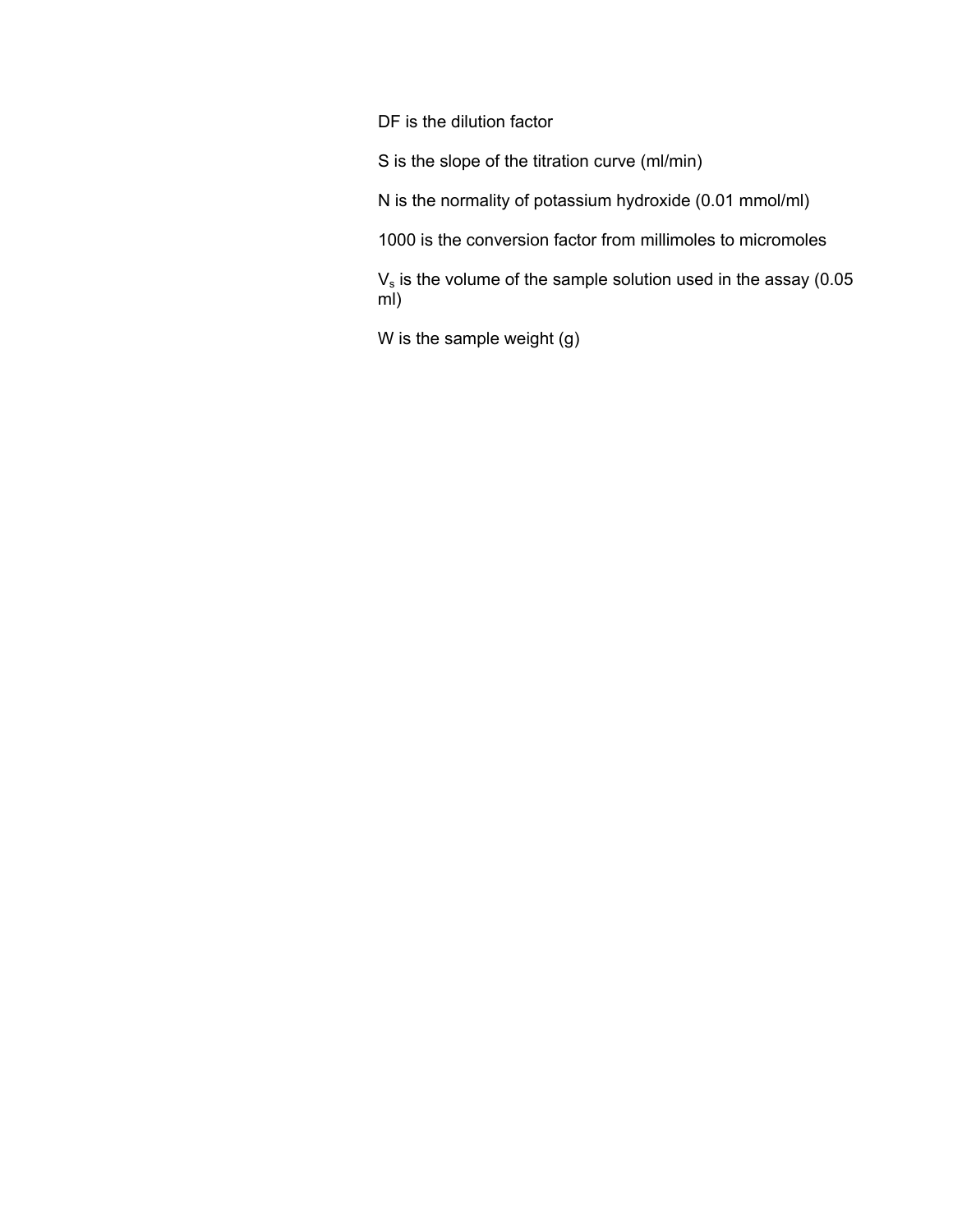DF is the dilution factor

S is the slope of the titration curve (ml/min)

N is the normality of potassium hydroxide (0.01 mmol/ml)

1000 is the conversion factor from millimoles to micromoles

$V_s$ is the volume of the sample solution used in the assay (0.05 ml)

W is the sample weight (g)